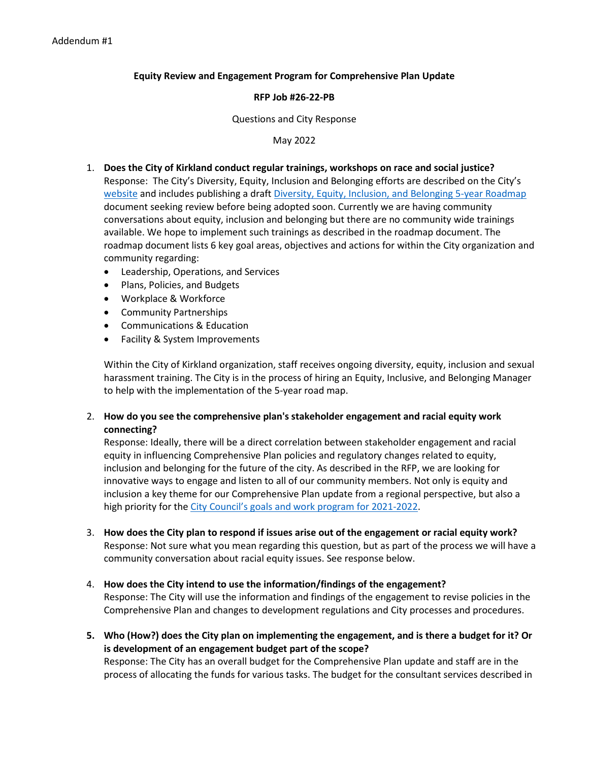Addendum #1

**Equity Review and Engagement Program for Comprehensive Plan Update**

**RFP Job #26-22-PB**

Questions and City Response

May 2022

1. **Does the City of Kirkland conduct regular trainings, workshops on race and social justice?**
   Response: The City's Diversity, Equity, Inclusion and Belonging efforts are described on the City's website and includes publishing a draft Diversity, Equity, Inclusion, and Belonging 5-year Roadmap document seeking review before being adopted soon. Currently we are having community conversations about equity, inclusion and belonging but there are no community wide trainings available. We hope to implement such trainings as described in the roadmap document. The roadmap document lists 6 key goal areas, objectives and actions for within the City organization and community regarding:
   - Leadership, Operations, and Services
   - Plans, Policies, and Budgets
   - Workplace & Workforce
   - Community Partnerships
   - Communications & Education
   - Facility & System Improvements

   Within the City of Kirkland organization, staff receives ongoing diversity, equity, inclusion and sexual harassment training. The City is in the process of hiring an Equity, Inclusive, and Belonging Manager to help with the implementation of the 5-year road map.

2. **How do you see the comprehensive plan's stakeholder engagement and racial equity work connecting?**
   Response: Ideally, there will be a direct correlation between stakeholder engagement and racial equity in influencing Comprehensive Plan policies and regulatory changes related to equity, inclusion and belonging for the future of the city. As described in the RFP, we are looking for innovative ways to engage and listen to all of our community members. Not only is equity and inclusion a key theme for our Comprehensive Plan update from a regional perspective, but also a high priority for the City Council's goals and work program for 2021-2022.

3. **How does the City plan to respond if issues arise out of the engagement or racial equity work?**
   Response: Not sure what you mean regarding this question, but as part of the process we will have a community conversation about racial equity issues. See response below.

4. **How does the City intend to use the information/findings of the engagement?**
   Response: The City will use the information and findings of the engagement to revise policies in the Comprehensive Plan and changes to development regulations and City processes and procedures.

5. **Who (How?) does the City plan on implementing the engagement, and is there a budget for it? Or is development of an engagement budget part of the scope?**
   Response: The City has an overall budget for the Comprehensive Plan update and staff are in the process of allocating the funds for various tasks. The budget for the consultant services described in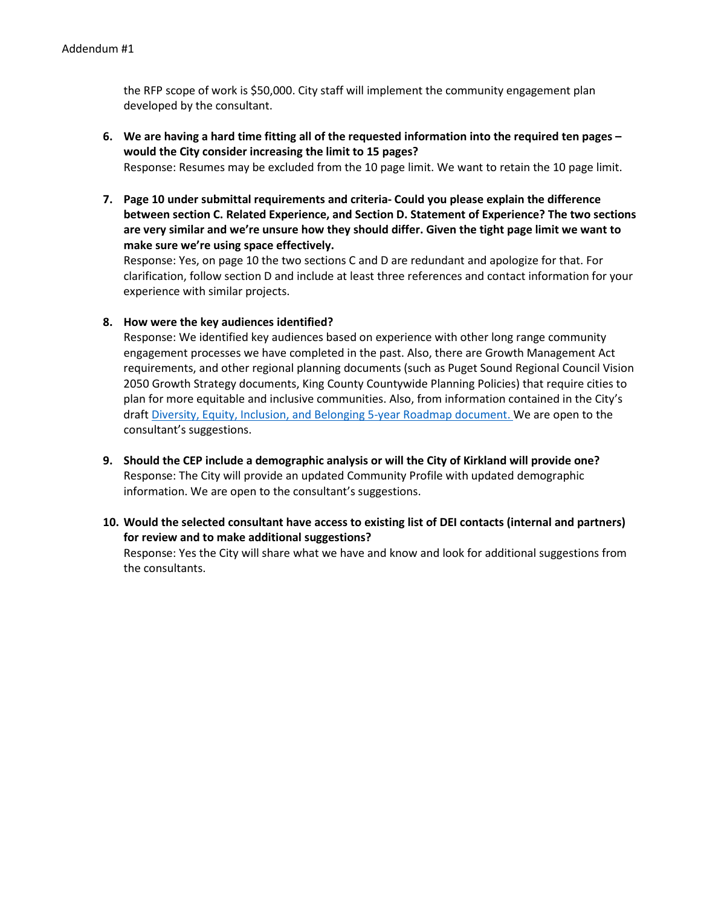the RFP scope of work is $50,000. City staff will implement the community engagement plan developed by the consultant.

6. **We are having a hard time fitting all of the requested information into the required ten pages – would the City consider increasing the limit to 15 pages?**
   Response: Resumes may be excluded from the 10 page limit. We want to retain the 10 page limit.

7. **Page 10 under submittal requirements and criteria- Could you please explain the difference between section C. Related Experience, and Section D. Statement of Experience? The two sections are very similar and we're unsure how they should differ. Given the tight page limit we want to make sure we're using space effectively.**
   Response: Yes, on page 10 the two sections C and D are redundant and apologize for that. For clarification, follow section D and include at least three references and contact information for your experience with similar projects.

8. **How were the key audiences identified?**
   Response: We identified key audiences based on experience with other long range community engagement processes we have completed in the past. Also, there are Growth Management Act requirements, and other regional planning documents (such as Puget Sound Regional Council Vision 2050 Growth Strategy documents, King County Countywide Planning Policies) that require cities to plan for more equitable and inclusive communities. Also, from information contained in the City's draft Diversity, Equity, Inclusion, and Belonging 5-year Roadmap document. We are open to the consultant's suggestions.

9. **Should the CEP include a demographic analysis or will the City of Kirkland will provide one?**
   Response: The City will provide an updated Community Profile with updated demographic information. We are open to the consultant's suggestions.

10. **Would the selected consultant have access to existing list of DEI contacts (internal and partners) for review and to make additional suggestions?**
    Response: Yes the City will share what we have and know and look for additional suggestions from the consultants.